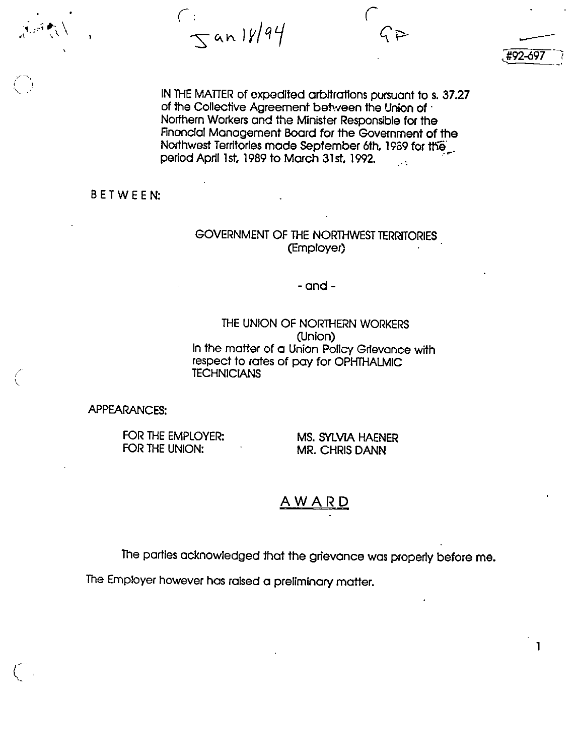Jan 18/94 GP

#92-697

IN THE MATTER of expedited arbitrations pursuant to s. 37.27 of the Collective Agreement between the Union of Northern Workers and the Minister Responsible for the Financial Management Board for the Government of the Northwest Territories made September 6th, 1989 for the period April 1st, 1989 to March 31st, 1992.

BETWEEN:

GOVERNMENT OF THE NORTHWEST TERRITORIES
(Employer)

- and -

THE UNION OF NORTHERN WORKERS
(Union)
In the matter of a Union Policy Grievance with respect to rates of pay for OPHTHALMIC TECHNICIANS

APPEARANCES:

FOR THE EMPLOYER: MS. SYLVIA HAENER
FOR THE UNION: MR. CHRIS DANN

## AWARD

The parties acknowledged that the grievance was properly before me.

The Employer however has raised a preliminary matter.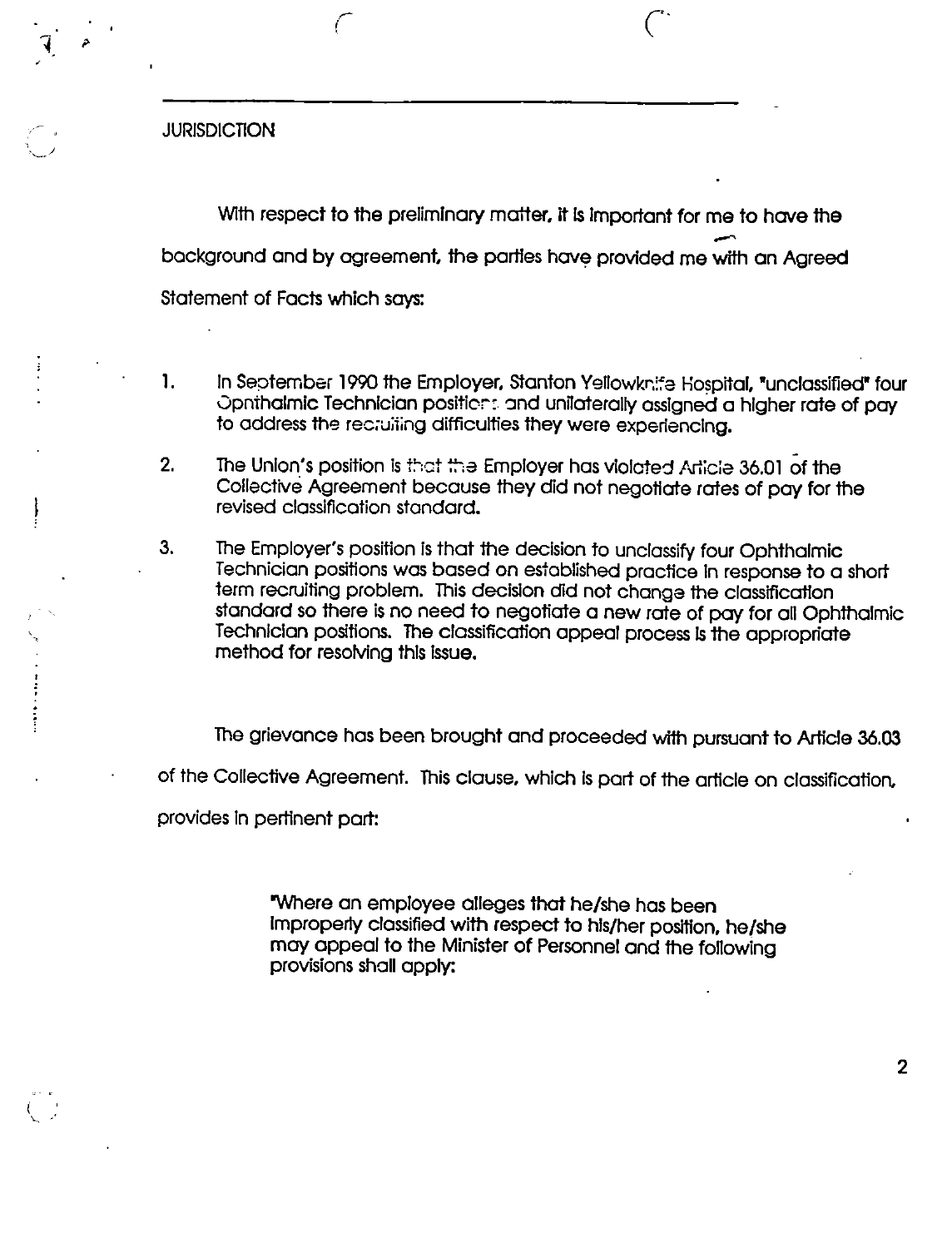## JURISDICTION

With respect to the preliminary matter, it is important for me to have the background and by agreement, the parties have provided me with an Agreed Statement of Facts which says:

1. In September 1990 the Employer, Stanton Yellowknife Hospital, "unclassified" four Ophthalmic Technician positions and unilaterally assigned a higher rate of pay to address the recruiting difficulties they were experiencing.

2. The Union's position is that the Employer has violated Article 36.01 of the Collective Agreement because they did not negotiate rates of pay for the revised classification standard.

3. The Employer's position is that the decision to unclassify four Ophthalmic Technician positions was based on established practice in response to a short term recruiting problem. This decision did not change the classification standard so there is no need to negotiate a new rate of pay for all Ophthalmic Technician positions. The classification appeal process is the appropriate method for resolving this issue.

The grievance has been brought and proceeded with pursuant to Article 36.03 of the Collective Agreement. This clause, which is part of the article on classification, provides in pertinent part:

> "Where an employee alleges that he/she has been improperly classified with respect to his/her position, he/she may appeal to the Minister of Personnel and the following provisions shall apply: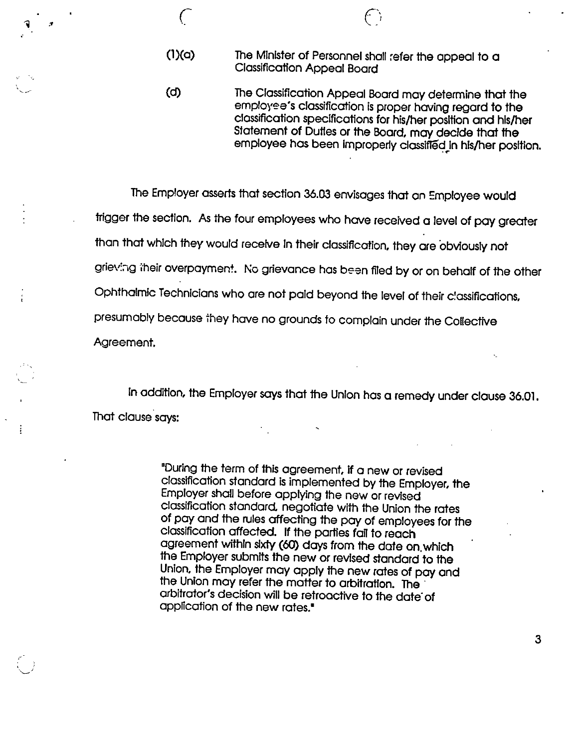(1)(a) The Minister of Personnel shall refer the appeal to a Classification Appeal Board

(d) The Classification Appeal Board may determine that the employee's classification is proper having regard to the classification specifications for his/her position and his/her Statement of Duties or the Board, may decide that the employee has been improperly classified in his/her position.

The Employer asserts that section 36.03 envisages that an Employee would trigger the section. As the four employees who have received a level of pay greater than that which they would receive in their classification, they are obviously not grieving their overpayment. No grievance has been filed by or on behalf of the other Ophthalmic Technicians who are not paid beyond the level of their classifications, presumably because they have no grounds to complain under the Collective Agreement.

In addition, the Employer says that the Union has a remedy under clause 36.01. That clause says:

> "During the term of this agreement, if a new or revised classification standard is implemented by the Employer, the Employer shall before applying the new or revised classification standard, negotiate with the Union the rates of pay and the rules affecting the pay of employees for the classification affected. If the parties fail to reach agreement within sixty (60) days from the date on which the Employer submits the new or revised standard to the Union, the Employer may apply the new rates of pay and the Union may refer the matter to arbitration. The arbitrator's decision will be retroactive to the date of application of the new rates."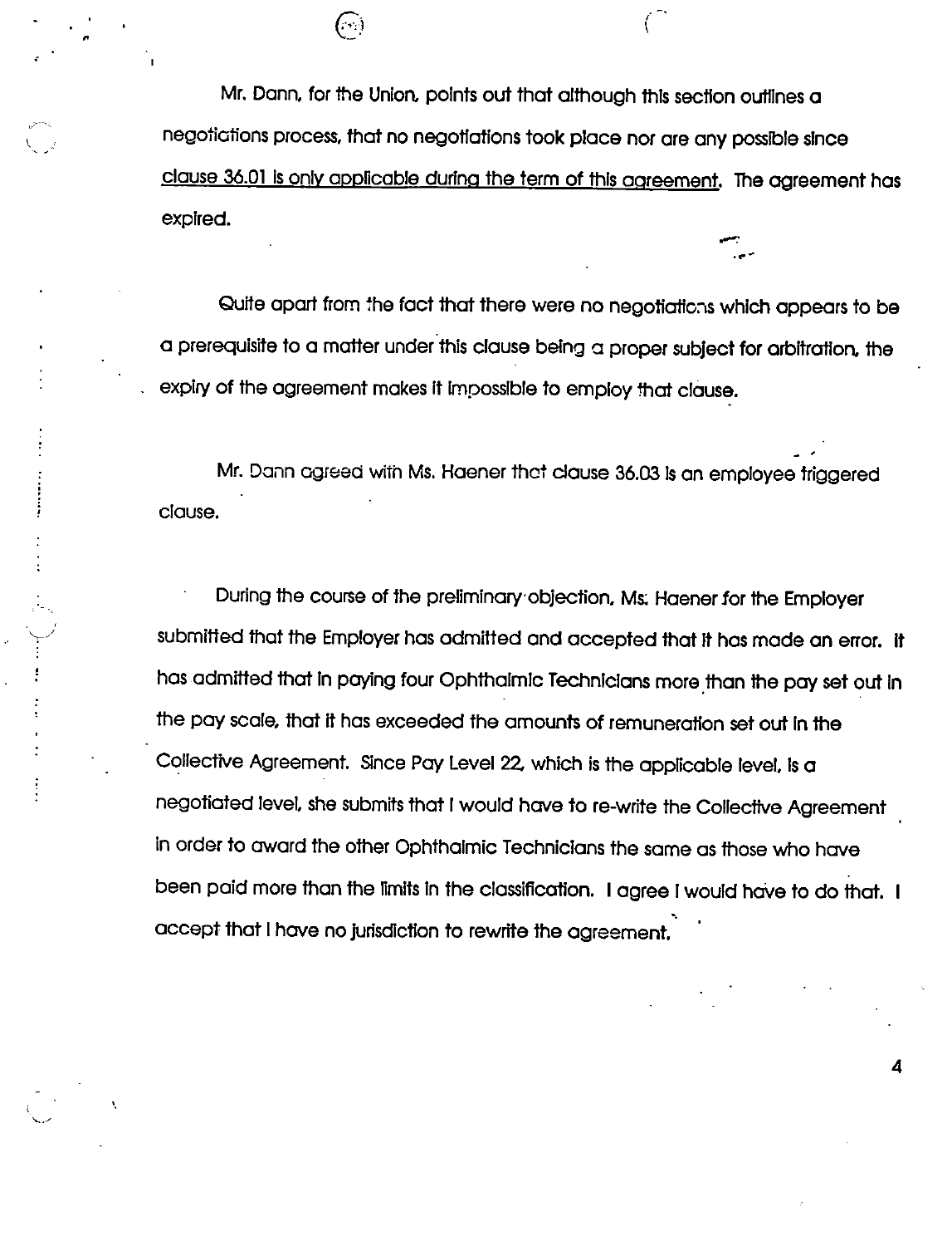Mr. Dann, for the Union, points out that although this section outlines a negotiations process, that no negotiations took place nor are any possible since clause 36.01 is only applicable during the term of this agreement. The agreement has expired.

Quite apart from the fact that there were no negotiations which appears to be a prerequisite to a matter under this clause being a proper subject for arbitration, the expiry of the agreement makes it impossible to employ that clause.

Mr. Dann agreed with Ms. Haener that clause 36.03 is an employee triggered clause.

During the course of the preliminary objection, Ms. Haener for the Employer submitted that the Employer has admitted and accepted that it has made an error. It has admitted that in paying four Ophthalmic Technicians more than the pay set out in the pay scale, that it has exceeded the amounts of remuneration set out in the Collective Agreement. Since Pay Level 22, which is the applicable level, is a negotiated level, she submits that I would have to re-write the Collective Agreement in order to award the other Ophthalmic Technicians the same as those who have been paid more than the limits in the classification. I agree I would have to do that. I accept that I have no jurisdiction to rewrite the agreement.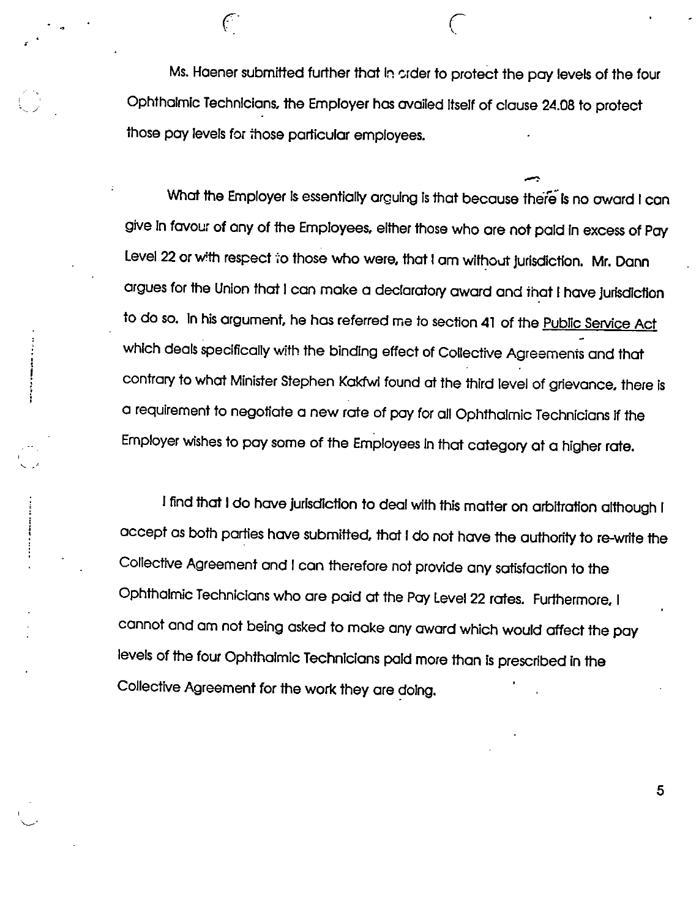Ms. Haener submitted further that in order to protect the pay levels of the four Ophthalmic Technicians, the Employer has availed itself of clause 24.08 to protect those pay levels for those particular employees.

What the Employer is essentially arguing is that because there is no award I can give in favour of any of the Employees, either those who are not paid in excess of Pay Level 22 or with respect to those who were, that I am without jurisdiction. Mr. Dann argues for the Union that I can make a declaratory award and that I have jurisdiction to do so. In his argument, he has referred me to section 41 of the Public Service Act which deals specifically with the binding effect of Collective Agreements and that contrary to what Minister Stephen Kakfwi found at the third level of grievance, there is a requirement to negotiate a new rate of pay for all Ophthalmic Technicians if the Employer wishes to pay some of the Employees in that category at a higher rate.

I find that I do have jurisdiction to deal with this matter on arbitration although I accept as both parties have submitted, that I do not have the authority to re-write the Collective Agreement and I can therefore not provide any satisfaction to the Ophthalmic Technicians who are paid at the Pay Level 22 rates. Furthermore, I cannot and am not being asked to make any award which would affect the pay levels of the four Ophthalmic Technicians paid more than is prescribed in the Collective Agreement for the work they are doing.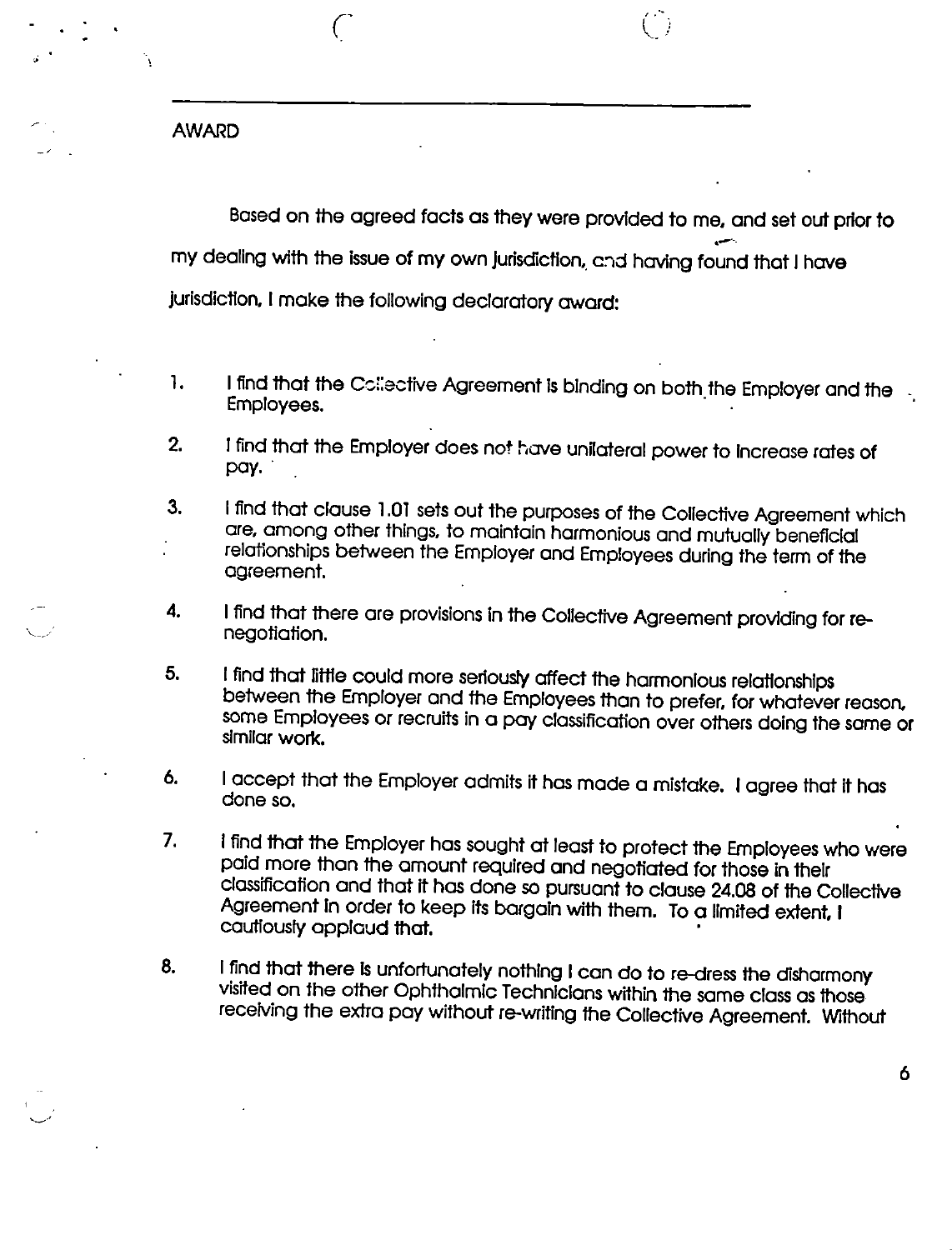## AWARD

Based on the agreed facts as they were provided to me, and set out prior to my dealing with the issue of my own jurisdiction, and having found that I have jurisdiction, I make the following declaratory award:

1. I find that the Collective Agreement is binding on both the Employer and the Employees.

2. I find that the Employer does not have unilateral power to increase rates of pay.

3. I find that clause 1.01 sets out the purposes of the Collective Agreement which are, among other things, to maintain harmonious and mutually beneficial relationships between the Employer and Employees during the term of the agreement.

4. I find that there are provisions in the Collective Agreement providing for re-negotiation.

5. I find that little could more seriously affect the harmonious relationships between the Employer and the Employees than to prefer, for whatever reason, some Employees or recruits in a pay classification over others doing the same or similar work.

6. I accept that the Employer admits it has made a mistake. I agree that it has done so.

7. I find that the Employer has sought at least to protect the Employees who were paid more than the amount required and negotiated for those in their classification and that it has done so pursuant to clause 24.08 of the Collective Agreement in order to keep its bargain with them. To a limited extent, I cautiously applaud that.

8. I find that there is unfortunately nothing I can do to re-dress the disharmony visited on the other Ophthalmic Technicians within the same class as those receiving the extra pay without re-writing the Collective Agreement. Without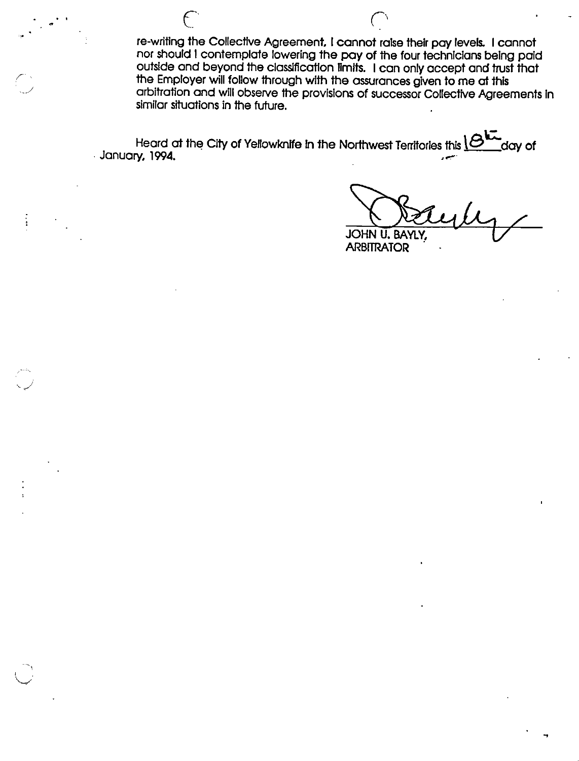re-writing the Collective Agreement, I cannot raise their pay levels. I cannot nor should I contemplate lowering the pay of the four technicians being paid outside and beyond the classification limits. I can only accept and trust that the Employer will follow through with the assurances given to me at this arbitration and will observe the provisions of successor Collective Agreements in similar situations in the future.

Heard at the City of Yellowknife in the Northwest Territories this 18th day of January, 1994.

JOHN U. BAYLY,
ARBITRATOR